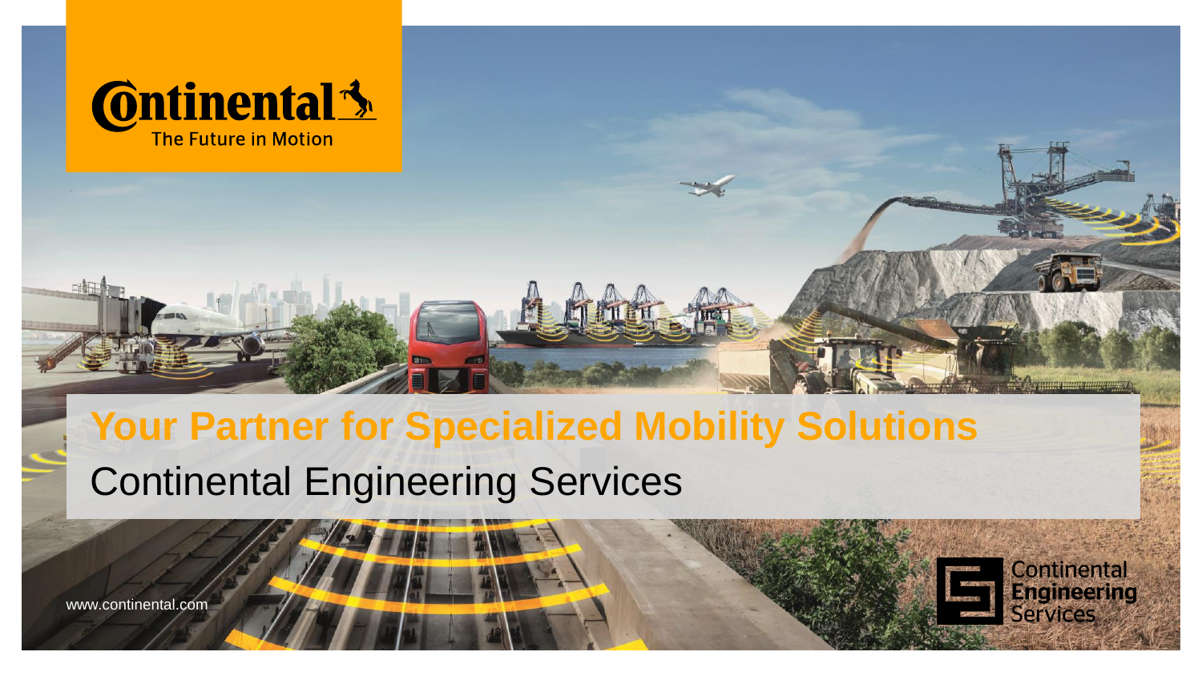Continental
The Future in Motion

# Your Partner for Specialized Mobility Solutions

## Continental Engineering Services

www.continental.com

Continental Engineering Services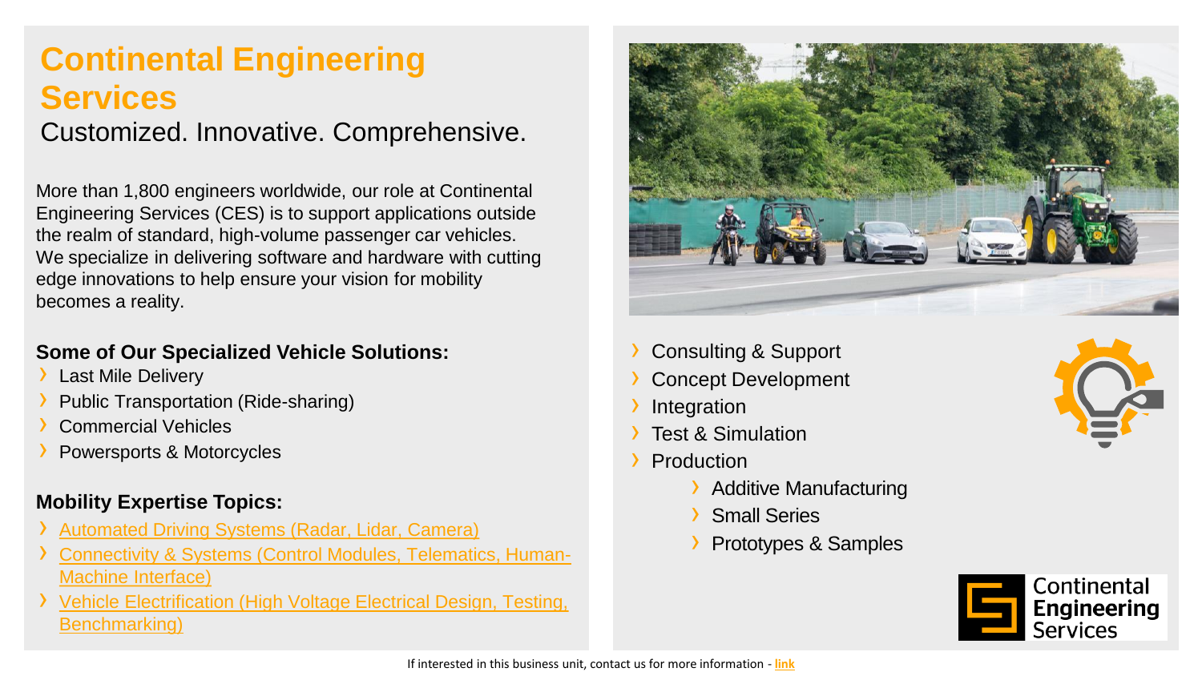# Continental Engineering Services

Customized. Innovative. Comprehensive.

More than 1,800 engineers worldwide, our role at Continental Engineering Services (CES) is to support applications outside the realm of standard, high-volume passenger car vehicles. We specialize in delivering software and hardware with cutting edge innovations to help ensure your vision for mobility becomes a reality.

**Some of Our Specialized Vehicle Solutions:**

- Last Mile Delivery
- Public Transportation (Ride-sharing)
- Commercial Vehicles
- Powersports & Motorcycles

**Mobility Expertise Topics:**

- Automated Driving Systems (Radar, Lidar, Camera)
- Connectivity & Systems (Control Modules, Telematics, Human-Machine Interface)
- Vehicle Electrification (High Voltage Electrical Design, Testing, Benchmarking)

- Consulting & Support
- Concept Development
- Integration
- Test & Simulation
- Production
  - Additive Manufacturing
  - Small Series
  - Prototypes & Samples

Continental Engineering Services

If interested in this business unit, contact us for more information - link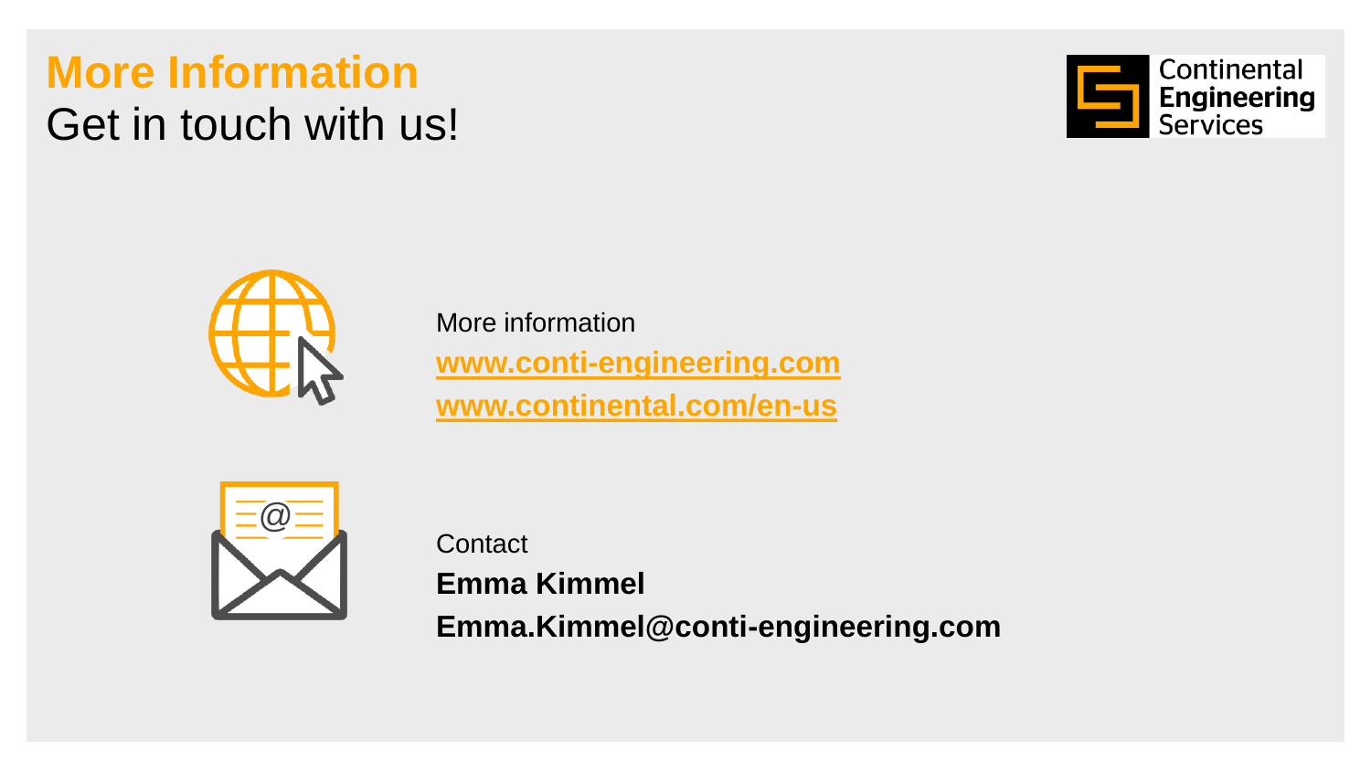# More Information

Get in touch with us!

Continental Engineering Services

More information

[www.conti-engineering.com](http://www.conti-engineering.com)

[www.continental.com/en-us](http://www.continental.com/en-us)

Contact

**Emma Kimmel**

**Emma.Kimmel@conti-engineering.com**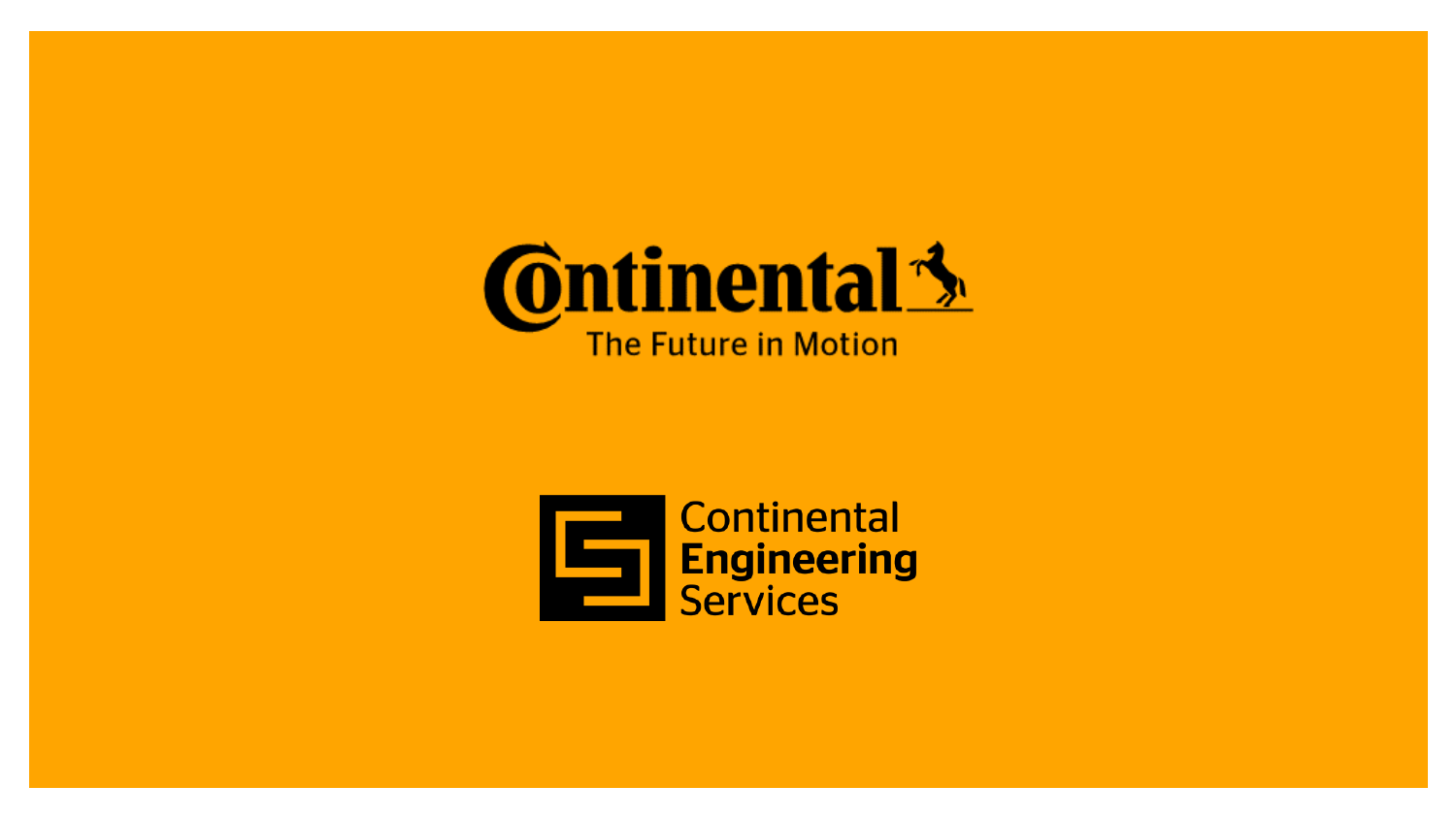Continental

The Future in Motion

Continental
**Engineering**
Services